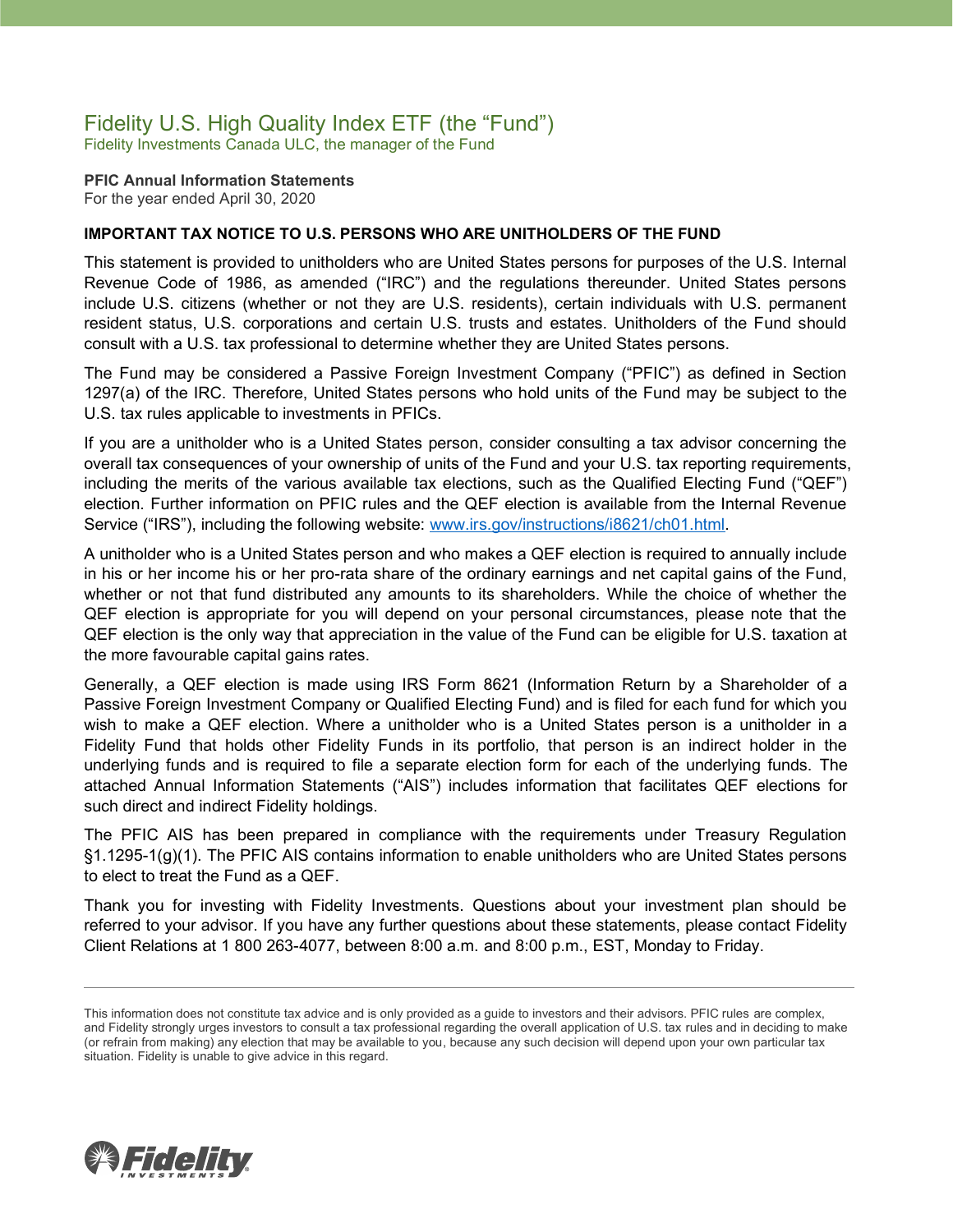# Fidelity U.S. High Quality Index ETF (the "Fund")

Fidelity Investments Canada ULC, the manager of the Fund

**PFIC Annual Information Statements**
For the year ended April 30, 2020

**IMPORTANT TAX NOTICE TO U.S. PERSONS WHO ARE UNITHOLDERS OF THE FUND**

This statement is provided to unitholders who are United States persons for purposes of the U.S. Internal Revenue Code of 1986, as amended ("IRC") and the regulations thereunder. United States persons include U.S. citizens (whether or not they are U.S. residents), certain individuals with U.S. permanent resident status, U.S. corporations and certain U.S. trusts and estates. Unitholders of the Fund should consult with a U.S. tax professional to determine whether they are United States persons.

The Fund may be considered a Passive Foreign Investment Company ("PFIC") as defined in Section 1297(a) of the IRC. Therefore, United States persons who hold units of the Fund may be subject to the U.S. tax rules applicable to investments in PFICs.

If you are a unitholder who is a United States person, consider consulting a tax advisor concerning the overall tax consequences of your ownership of units of the Fund and your U.S. tax reporting requirements, including the merits of the various available tax elections, such as the Qualified Electing Fund ("QEF") election. Further information on PFIC rules and the QEF election is available from the Internal Revenue Service ("IRS"), including the following website: www.irs.gov/instructions/i8621/ch01.html.

A unitholder who is a United States person and who makes a QEF election is required to annually include in his or her income his or her pro-rata share of the ordinary earnings and net capital gains of the Fund, whether or not that fund distributed any amounts to its shareholders. While the choice of whether the QEF election is appropriate for you will depend on your personal circumstances, please note that the QEF election is the only way that appreciation in the value of the Fund can be eligible for U.S. taxation at the more favourable capital gains rates.

Generally, a QEF election is made using IRS Form 8621 (Information Return by a Shareholder of a Passive Foreign Investment Company or Qualified Electing Fund) and is filed for each fund for which you wish to make a QEF election. Where a unitholder who is a United States person is a unitholder in a Fidelity Fund that holds other Fidelity Funds in its portfolio, that person is an indirect holder in the underlying funds and is required to file a separate election form for each of the underlying funds. The attached Annual Information Statements ("AIS") includes information that facilitates QEF elections for such direct and indirect Fidelity holdings.

The PFIC AIS has been prepared in compliance with the requirements under Treasury Regulation §1.1295-1(g)(1). The PFIC AIS contains information to enable unitholders who are United States persons to elect to treat the Fund as a QEF.

Thank you for investing with Fidelity Investments. Questions about your investment plan should be referred to your advisor. If you have any further questions about these statements, please contact Fidelity Client Relations at 1 800 263-4077, between 8:00 a.m. and 8:00 p.m., EST, Monday to Friday.

---

This information does not constitute tax advice and is only provided as a guide to investors and their advisors. PFIC rules are complex, and Fidelity strongly urges investors to consult a tax professional regarding the overall application of U.S. tax rules and in deciding to make (or refrain from making) any election that may be available to you, because any such decision will depend upon your own particular tax situation. Fidelity is unable to give advice in this regard.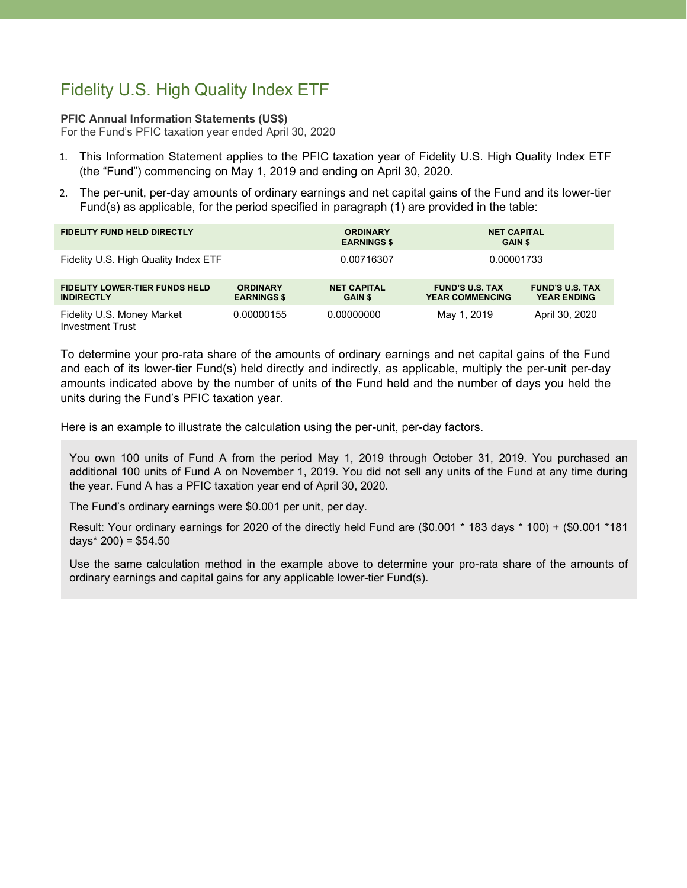# Fidelity U.S. High Quality Index ETF

**PFIC Annual Information Statements (US$)**
For the Fund's PFIC taxation year ended April 30, 2020

1. This Information Statement applies to the PFIC taxation year of Fidelity U.S. High Quality Index ETF (the "Fund") commencing on May 1, 2019 and ending on April 30, 2020.
2. The per-unit, per-day amounts of ordinary earnings and net capital gains of the Fund and its lower-tier Fund(s) as applicable, for the period specified in paragraph (1) are provided in the table:

| FIDELITY FUND HELD DIRECTLY | ORDINARY EARNINGS $ | NET CAPITAL GAIN $ |
|---|---|---|
| Fidelity U.S. High Quality Index ETF | 0.00716307 | 0.00001733 |

| FIDELITY LOWER-TIER FUNDS HELD INDIRECTLY | ORDINARY EARNINGS $ | NET CAPITAL GAIN $ | FUND'S U.S. TAX YEAR COMMENCING | FUND'S U.S. TAX YEAR ENDING |
|---|---|---|---|---|
| Fidelity U.S. Money Market Investment Trust | 0.00000155 | 0.00000000 | May 1, 2019 | April 30, 2020 |

To determine your pro-rata share of the amounts of ordinary earnings and net capital gains of the Fund and each of its lower-tier Fund(s) held directly and indirectly, as applicable, multiply the per-unit per-day amounts indicated above by the number of units of the Fund held and the number of days you held the units during the Fund's PFIC taxation year.

Here is an example to illustrate the calculation using the per-unit, per-day factors.

> You own 100 units of Fund A from the period May 1, 2019 through October 31, 2019. You purchased an additional 100 units of Fund A on November 1, 2019. You did not sell any units of the Fund at any time during the year. Fund A has a PFIC taxation year end of April 30, 2020.
>
> The Fund's ordinary earnings were $0.001 per unit, per day.
>
> Result: Your ordinary earnings for 2020 of the directly held Fund are ($0.001 * 183 days * 100) + ($0.001 *181 days* 200) = $54.50
>
> Use the same calculation method in the example above to determine your pro-rata share of the amounts of ordinary earnings and capital gains for any applicable lower-tier Fund(s).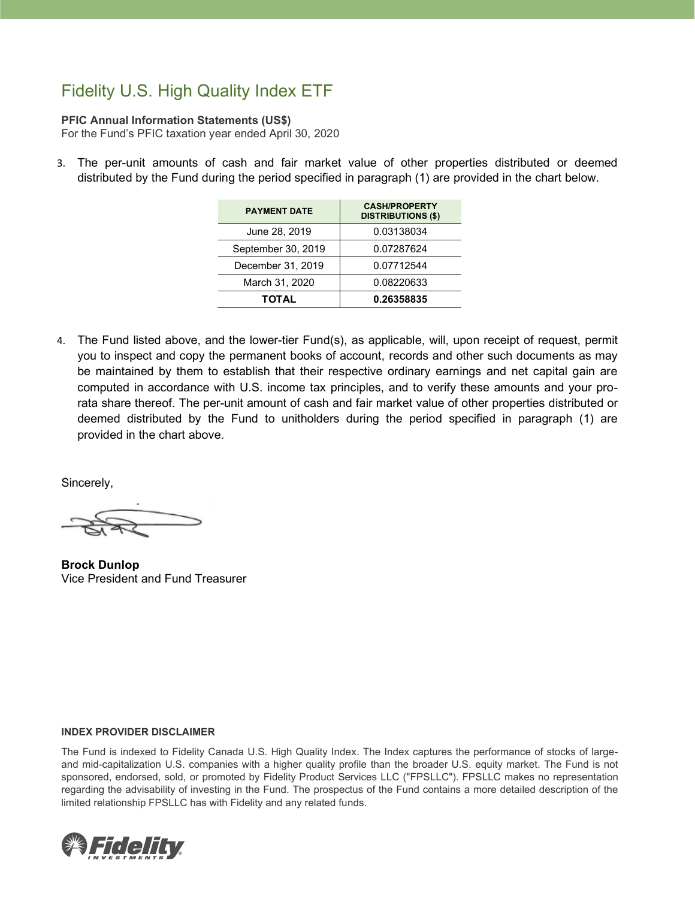# Fidelity U.S. High Quality Index ETF

**PFIC Annual Information Statements (US$)**
For the Fund's PFIC taxation year ended April 30, 2020

3. The per-unit amounts of cash and fair market value of other properties distributed or deemed distributed by the Fund during the period specified in paragraph (1) are provided in the chart below.

| PAYMENT DATE | CASH/PROPERTY DISTRIBUTIONS ($) |
|---|---|
| June 28, 2019 | 0.03138034 |
| September 30, 2019 | 0.07287624 |
| December 31, 2019 | 0.07712544 |
| March 31, 2020 | 0.08220633 |
| **TOTAL** | **0.26358835** |

4. The Fund listed above, and the lower-tier Fund(s), as applicable, will, upon receipt of request, permit you to inspect and copy the permanent books of account, records and other such documents as may be maintained by them to establish that their respective ordinary earnings and net capital gain are computed in accordance with U.S. income tax principles, and to verify these amounts and your pro-rata share thereof. The per-unit amount of cash and fair market value of other properties distributed or deemed distributed by the Fund to unitholders during the period specified in paragraph (1) are provided in the chart above.

Sincerely,

**Brock Dunlop**
Vice President and Fund Treasurer

**INDEX PROVIDER DISCLAIMER**

The Fund is indexed to Fidelity Canada U.S. High Quality Index. The Index captures the performance of stocks of large- and mid-capitalization U.S. companies with a higher quality profile than the broader U.S. equity market. The Fund is not sponsored, endorsed, sold, or promoted by Fidelity Product Services LLC ("FPSLLC"). FPSLLC makes no representation regarding the advisability of investing in the Fund. The prospectus of the Fund contains a more detailed description of the limited relationship FPSLLC has with Fidelity and any related funds.

Fidelity INVESTMENTS